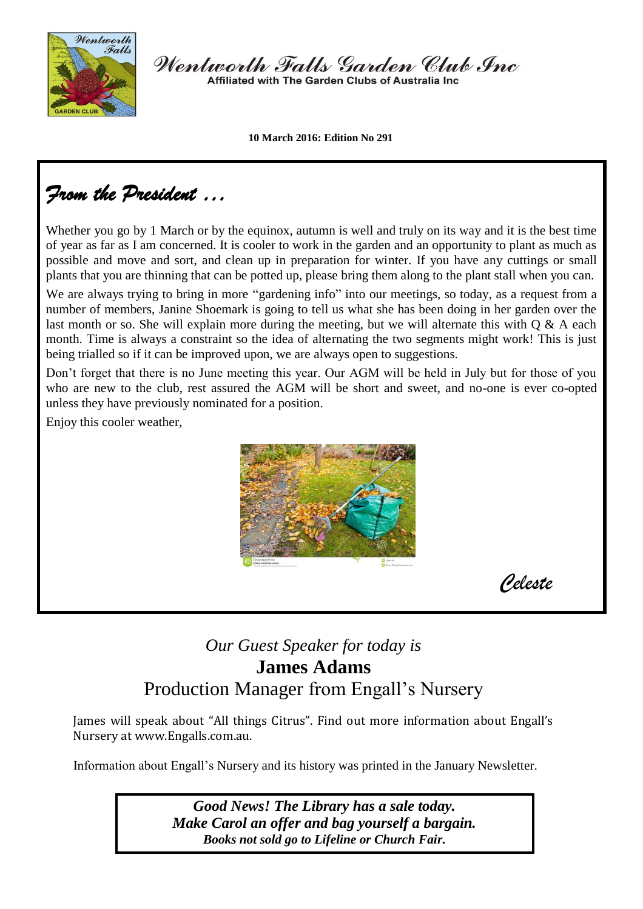# Wentworth Falls Garden Club Inc

Affiliated with The Garden Clubs of Australia Inc

**10 March 2016: Edition No 291**

## *From the President …*

Whether you go by 1 March or by the equinox, autumn is well and truly on its way and it is the best time of year as far as I am concerned. It is cooler to work in the garden and an opportunity to plant as much as possible and move and sort, and clean up in preparation for winter. If you have any cuttings or small plants that you are thinning that can be potted up, please bring them along to the plant stall when you can.

We are always trying to bring in more "gardening info" into our meetings, so today, as a request from a number of members, Janine Shoemark is going to tell us what she has been doing in her garden over the last month or so. She will explain more during the meeting, but we will alternate this with Q & A each month. Time is always a constraint so the idea of alternating the two segments might work! This is just being trialled so if it can be improved upon, we are always open to suggestions.

Don't forget that there is no June meeting this year. Our AGM will be held in July but for those of you who are new to the club, rest assured the AGM will be short and sweet, and no-one is ever co-opted unless they have previously nominated for a position.

Enjoy this cooler weather,

*Celeste*

*Our Guest Speaker for today is*

**James Adams**

Production Manager from Engall's Nursery

James will speak about "All things Citrus". Find out more information about Engall's Nursery at www.Engalls.com.au.

Information about Engall's Nursery and its history was printed in the January Newsletter.

***Good News! The Library has a sale today.***
***Make Carol an offer and bag yourself a bargain.***
***Books not sold go to Lifeline or Church Fair.***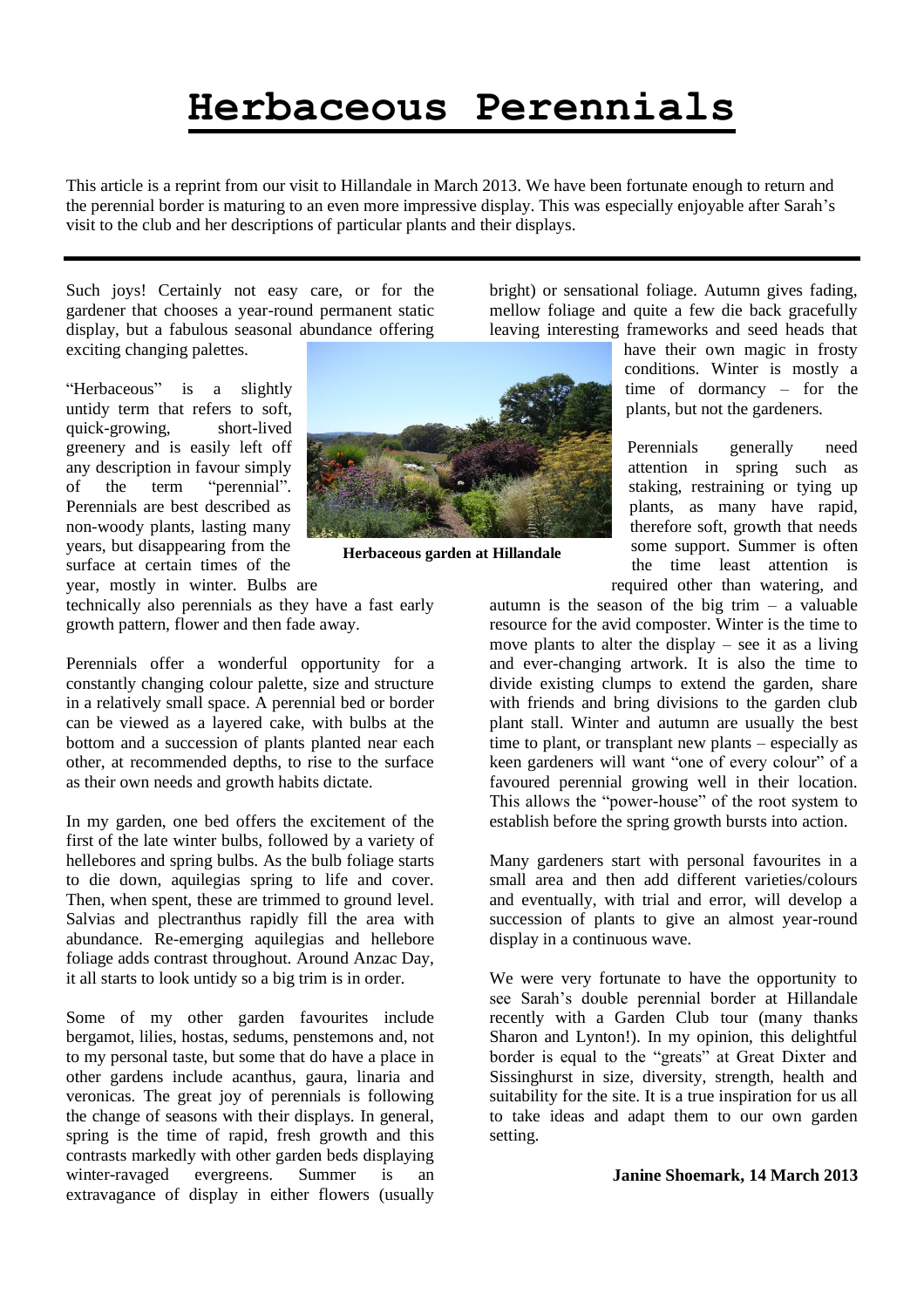# Herbaceous Perennials

This article is a reprint from our visit to Hillandale in March 2013. We have been fortunate enough to return and the perennial border is maturing to an even more impressive display. This was especially enjoyable after Sarah's visit to the club and her descriptions of particular plants and their displays.

---

Such joys! Certainly not easy care, or for the gardener that chooses a year-round permanent static display, but a fabulous seasonal abundance offering exciting changing palettes.

"Herbaceous" is a slightly untidy term that refers to soft, quick-growing, short-lived greenery and is easily left off any description in favour simply of the term "perennial". Perennials are best described as non-woody plants, lasting many years, but disappearing from the surface at certain times of the year, mostly in winter. Bulbs are technically also perennials as they have a fast early growth pattern, flower and then fade away.

**Herbaceous garden at Hillandale**

Perennials offer a wonderful opportunity for a constantly changing colour palette, size and structure in a relatively small space. A perennial bed or border can be viewed as a layered cake, with bulbs at the bottom and a succession of plants planted near each other, at recommended depths, to rise to the surface as their own needs and growth habits dictate.

In my garden, one bed offers the excitement of the first of the late winter bulbs, followed by a variety of hellebores and spring bulbs. As the bulb foliage starts to die down, aquilegias spring to life and cover. Then, when spent, these are trimmed to ground level. Salvias and plectranthus rapidly fill the area with abundance. Re-emerging aquilegias and hellebore foliage adds contrast throughout. Around Anzac Day, it all starts to look untidy so a big trim is in order.

Some of my other garden favourites include bergamot, lilies, hostas, sedums, penstemons and, not to my personal taste, but some that do have a place in other gardens include acanthus, gaura, linaria and veronicas. The great joy of perennials is following the change of seasons with their displays. In general, spring is the time of rapid, fresh growth and this contrasts markedly with other garden beds displaying winter-ravaged evergreens. Summer is an extravagance of display in either flowers (usually bright) or sensational foliage. Autumn gives fading, mellow foliage and quite a few die back gracefully leaving interesting frameworks and seed heads that have their own magic in frosty conditions. Winter is mostly a time of dormancy – for the plants, but not the gardeners.

Perennials generally need attention in spring such as staking, restraining or tying up plants, as many have rapid, therefore soft, growth that needs some support. Summer is often the time least attention is required other than watering, and autumn is the season of the big trim – a valuable resource for the avid composter. Winter is the time to move plants to alter the display – see it as a living and ever-changing artwork. It is also the time to divide existing clumps to extend the garden, share with friends and bring divisions to the garden club plant stall. Winter and autumn are usually the best time to plant, or transplant new plants – especially as keen gardeners will want "one of every colour" of a favoured perennial growing well in their location. This allows the "power-house" of the root system to establish before the spring growth bursts into action.

Many gardeners start with personal favourites in a small area and then add different varieties/colours and eventually, with trial and error, will develop a succession of plants to give an almost year-round display in a continuous wave.

We were very fortunate to have the opportunity to see Sarah's double perennial border at Hillandale recently with a Garden Club tour (many thanks Sharon and Lynton!). In my opinion, this delightful border is equal to the "greats" at Great Dixter and Sissinghurst in size, diversity, strength, health and suitability for the site. It is a true inspiration for us all to take ideas and adapt them to our own garden setting.

**Janine Shoemark, 14 March 2013**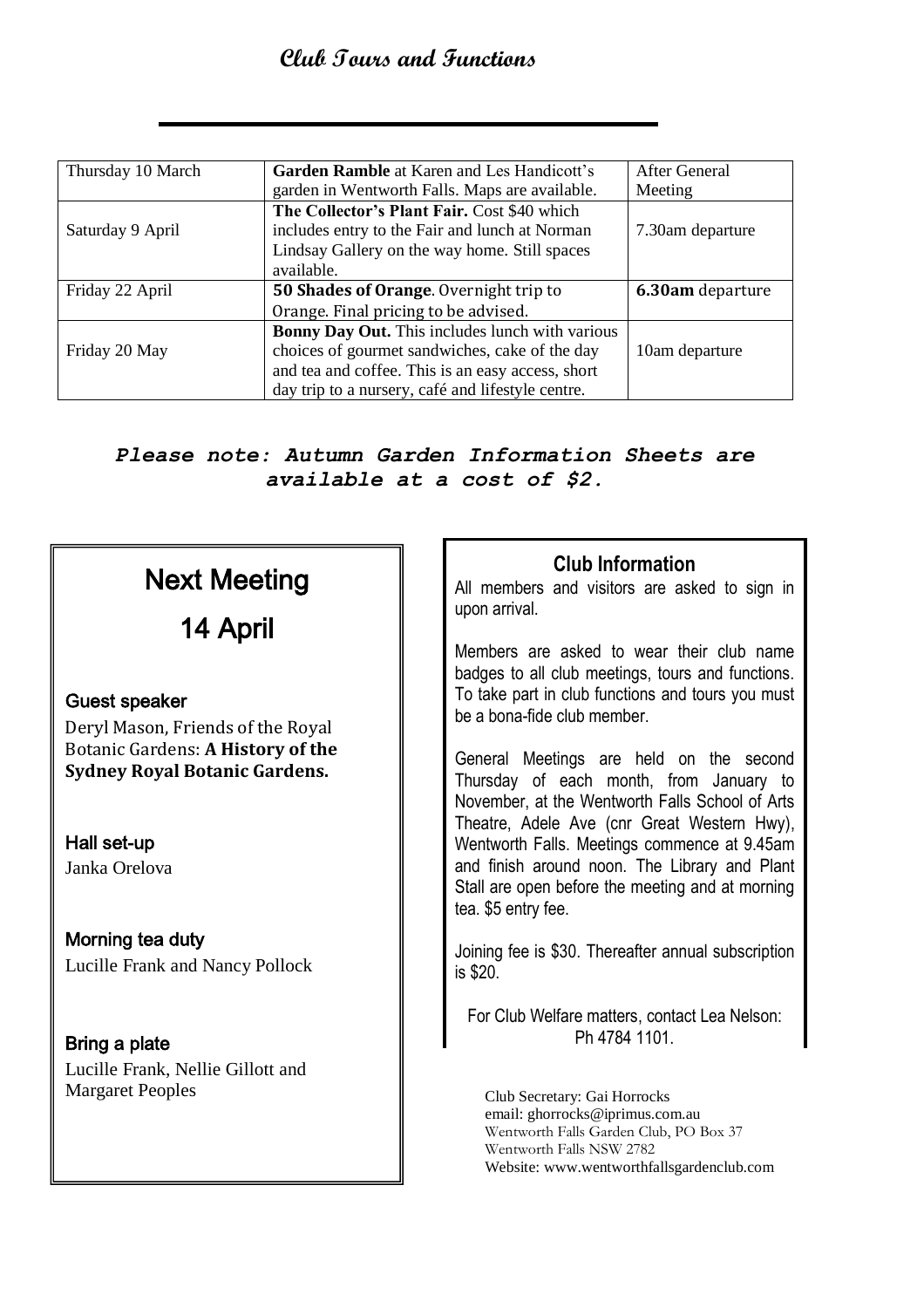# Club Tours and Functions

| | | |
|---|---|---|
| Thursday 10 March | **Garden Ramble** at Karen and Les Handicott's garden in Wentworth Falls. Maps are available. | After General Meeting |
| Saturday 9 April | **The Collector's Plant Fair.** Cost $40 which includes entry to the Fair and lunch at Norman Lindsay Gallery on the way home. Still spaces available. | 7.30am departure |
| Friday 22 April | **50 Shades of Orange**. Overnight trip to Orange. Final pricing to be advised. | **6.30am** departure |
| Friday 20 May | **Bonny Day Out.** This includes lunch with various choices of gourmet sandwiches, cake of the day and tea and coffee. This is an easy access, short day trip to a nursery, café and lifestyle centre. | 10am departure |

***Please note: Autumn Garden Information Sheets are available at a cost of $2.***

## Next Meeting

## 14 April

### Guest speaker

Deryl Mason, Friends of the Royal Botanic Gardens: **A History of the Sydney Royal Botanic Gardens.**

### Hall set-up

Janka Orelova

### Morning tea duty

Lucille Frank and Nancy Pollock

### Bring a plate

Lucille Frank, Nellie Gillott and Margaret Peoples

## Club Information

All members and visitors are asked to sign in upon arrival.

Members are asked to wear their club name badges to all club meetings, tours and functions. To take part in club functions and tours you must be a bona-fide club member.

General Meetings are held on the second Thursday of each month, from January to November, at the Wentworth Falls School of Arts Theatre, Adele Ave (cnr Great Western Hwy), Wentworth Falls. Meetings commence at 9.45am and finish around noon. The Library and Plant Stall are open before the meeting and at morning tea. $5 entry fee.

Joining fee is $30. Thereafter annual subscription is $20.

For Club Welfare matters, contact Lea Nelson: Ph 4784 1101.

Club Secretary: Gai Horrocks
email: ghorrocks@iprimus.com.au
Wentworth Falls Garden Club, PO Box 37
Wentworth Falls NSW 2782
Website: www.wentworthfallsgardenclub.com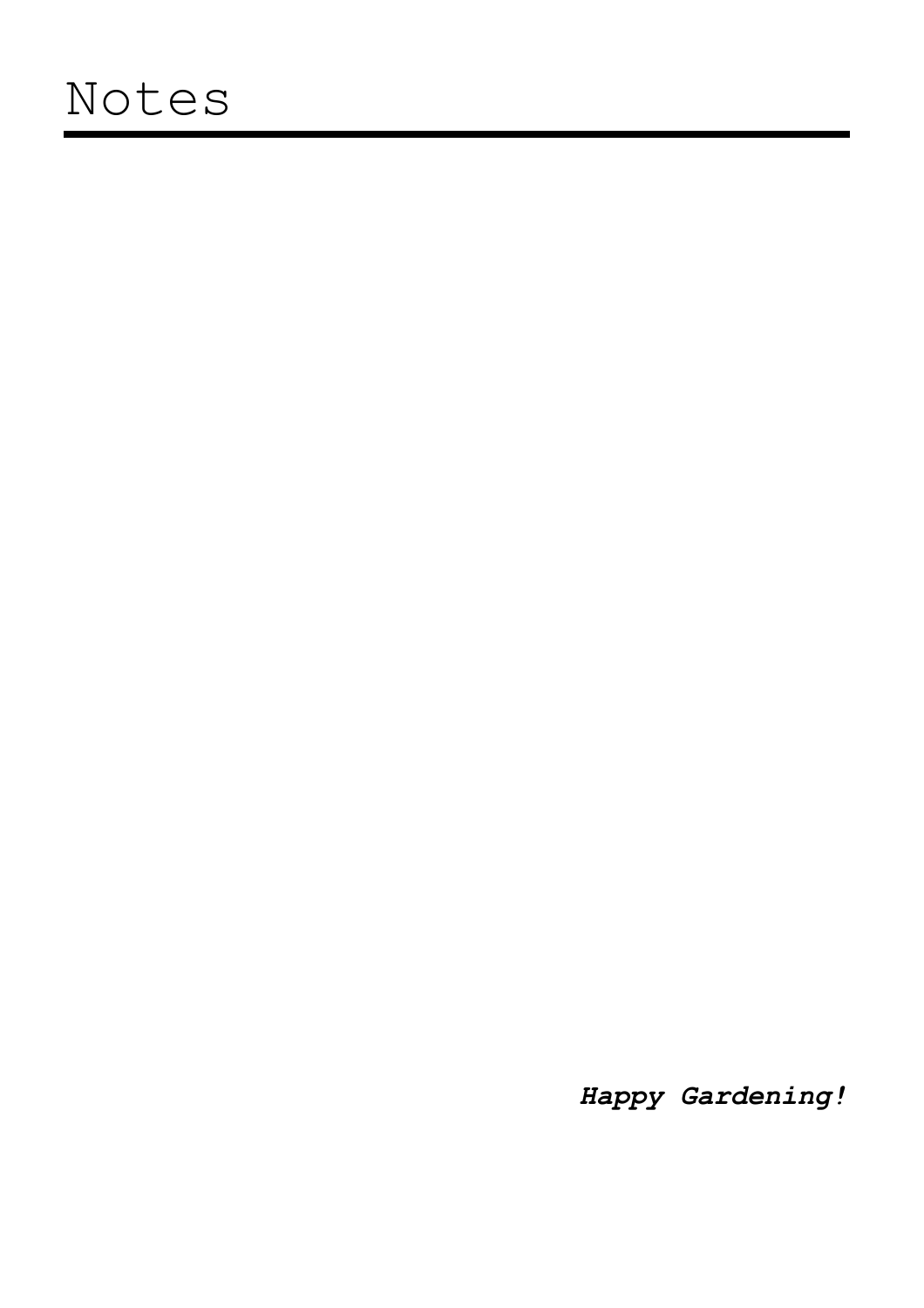# Notes

***Happy Gardening!***